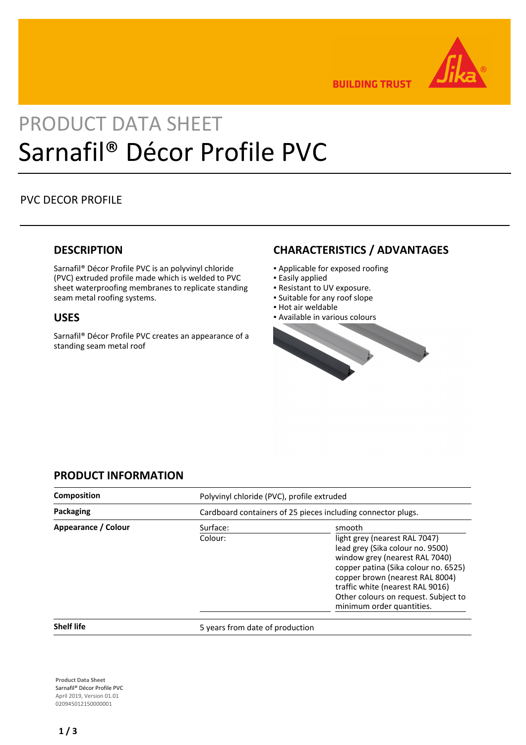PRODUCT DATA SHEET

# Sarnafil® Décor Profile PVC

PVC DECOR PROFILE

## DESCRIPTION

Sarnafil® Décor Profile PVC is an polyvinyl chloride (PVC) extruded profile made which is welded to PVC sheet waterproofing membranes to replicate standing seam metal roofing systems.

## USES

Sarnafil® Décor Profile PVC creates an appearance of a standing seam metal roof

## CHARACTERISTICS / ADVANTAGES

- Applicable for exposed roofing
- Easily applied
- Resistant to UV exposure.
- Suitable for any roof slope
- Hot air weldable
- Available in various colours

## PRODUCT INFORMATION

| | | |
|---|---|---|
| **Composition** | Polyvinyl chloride (PVC), profile extruded | |
| **Packaging** | Cardboard containers of 25 pieces including connector plugs. | |
| **Appearance / Colour** | Surface: | smooth |
| | Colour: | light grey (nearest RAL 7047)<br>lead grey (Sika colour no. 9500)<br>window grey (nearest RAL 7040)<br>copper patina (Sika colour no. 6525)<br>copper brown (nearest RAL 8004)<br>traffic white (nearest RAL 9016)<br>Other colours on request. Subject to minimum order quantities. |
| **Shelf life** | 5 years from date of production | |

**Product Data Sheet**
Sarnafil® Décor Profile PVC
April 2019, Version 01.01
020945012150000001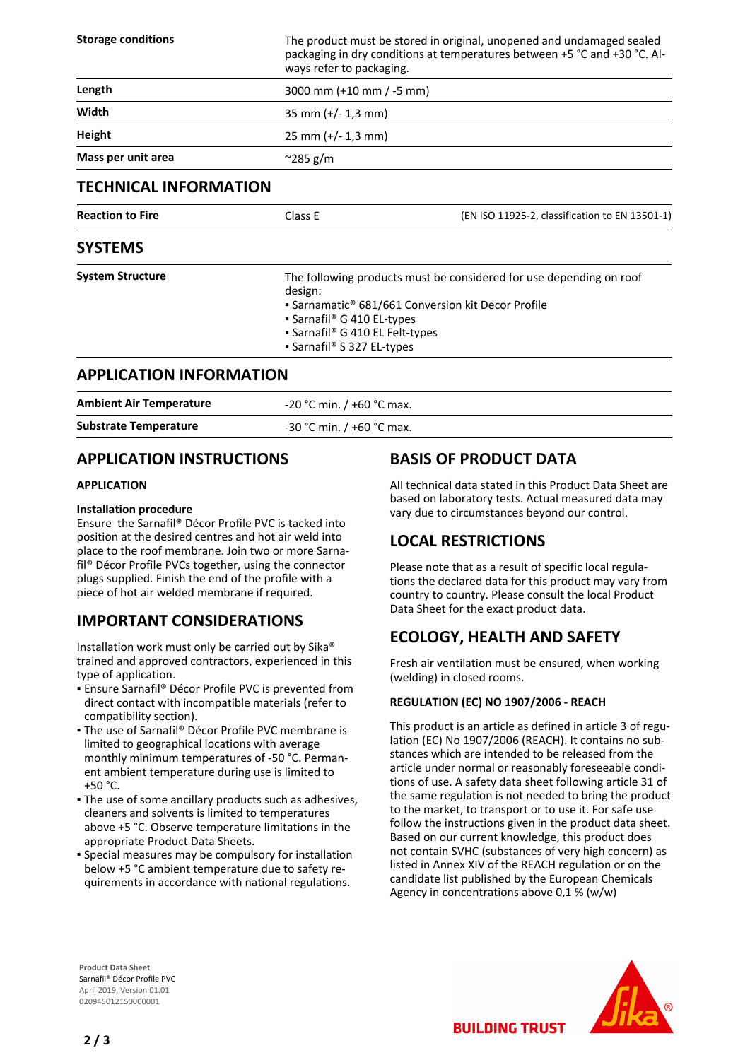| | |
|---|---|
| **Storage conditions** | The product must be stored in original, unopened and undamaged sealed packaging in dry conditions at temperatures between +5 °C and +30 °C. Always refer to packaging. |
| **Length** | 3000 mm (+10 mm / -5 mm) |
| **Width** | 35 mm (+/- 1,3 mm) |
| **Height** | 25 mm (+/- 1,3 mm) |
| **Mass per unit area** | ~285 g/m |

## TECHNICAL INFORMATION

| | | |
|---|---|---|
| **Reaction to Fire** | Class E | (EN ISO 11925-2, classification to EN 13501-1) |

## SYSTEMS

**System Structure**

The following products must be considered for use depending on roof design:

- Sarnamatic® 681/661 Conversion kit Decor Profile
- Sarnafil® G 410 EL-types
- Sarnafil® G 410 EL Felt-types
- Sarnafil® S 327 EL-types

## APPLICATION INFORMATION

| | |
|---|---|
| **Ambient Air Temperature** | -20 °C min. / +60 °C max. |
| **Substrate Temperature** | -30 °C min. / +60 °C max. |

## APPLICATION INSTRUCTIONS

### APPLICATION

**Installation procedure**

Ensure the Sarnafil® Décor Profile PVC is tacked into position at the desired centres and hot air weld into place to the roof membrane. Join two or more Sarnafil® Décor Profile PVCs together, using the connector plugs supplied. Finish the end of the profile with a piece of hot air welded membrane if required.

## IMPORTANT CONSIDERATIONS

Installation work must only be carried out by Sika® trained and approved contractors, experienced in this type of application.

- Ensure Sarnafil® Décor Profile PVC is prevented from direct contact with incompatible materials (refer to compatibility section).
- The use of Sarnafil® Décor Profile PVC membrane is limited to geographical locations with average monthly minimum temperatures of -50 °C. Permanent ambient temperature during use is limited to +50 °C.
- The use of some ancillary products such as adhesives, cleaners and solvents is limited to temperatures above +5 °C. Observe temperature limitations in the appropriate Product Data Sheets.
- Special measures may be compulsory for installation below +5 °C ambient temperature due to safety requirements in accordance with national regulations.

## BASIS OF PRODUCT DATA

All technical data stated in this Product Data Sheet are based on laboratory tests. Actual measured data may vary due to circumstances beyond our control.

## LOCAL RESTRICTIONS

Please note that as a result of specific local regulations the declared data for this product may vary from country to country. Please consult the local Product Data Sheet for the exact product data.

## ECOLOGY, HEALTH AND SAFETY

Fresh air ventilation must be ensured, when working (welding) in closed rooms.

### REGULATION (EC) NO 1907/2006 - REACH

This product is an article as defined in article 3 of regulation (EC) No 1907/2006 (REACH). It contains no substances which are intended to be released from the article under normal or reasonably foreseeable conditions of use. A safety data sheet following article 31 of the same regulation is not needed to bring the product to the market, to transport or to use it. For safe use follow the instructions given in the product data sheet. Based on our current knowledge, this product does not contain SVHC (substances of very high concern) as listed in Annex XIV of the REACH regulation or on the candidate list published by the European Chemicals Agency in concentrations above 0,1 % (w/w)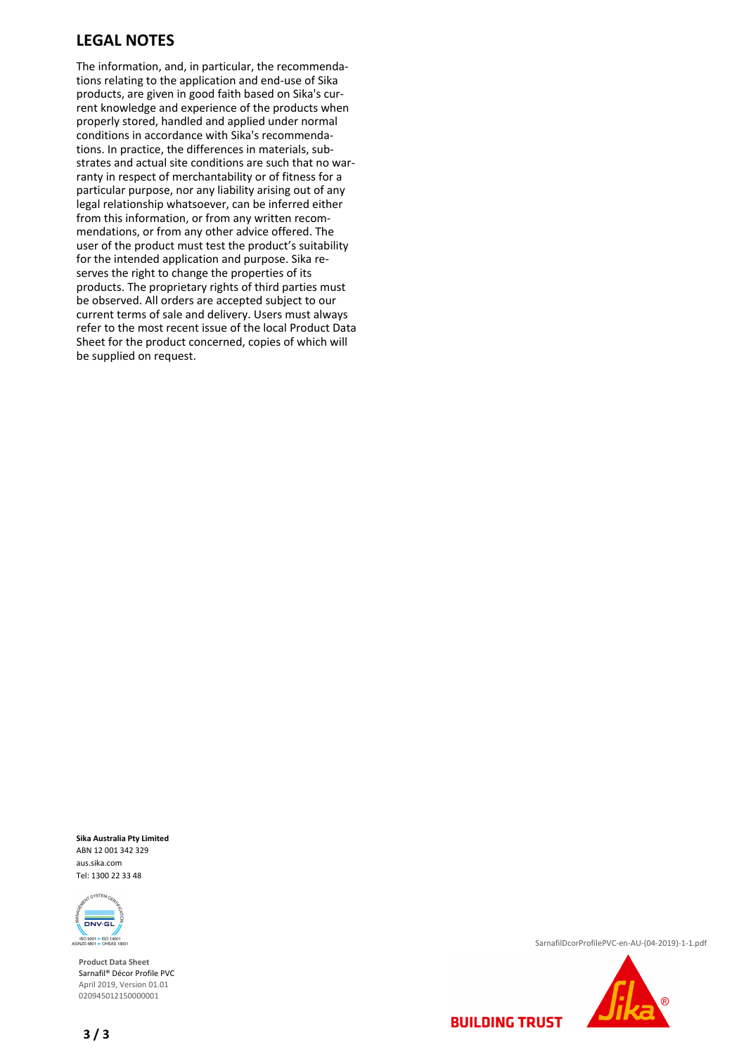## LEGAL NOTES

The information, and, in particular, the recommendations relating to the application and end-use of Sika products, are given in good faith based on Sika's current knowledge and experience of the products when properly stored, handled and applied under normal conditions in accordance with Sika's recommendations. In practice, the differences in materials, substrates and actual site conditions are such that no warranty in respect of merchantability or of fitness for a particular purpose, nor any liability arising out of any legal relationship whatsoever, can be inferred either from this information, or from any written recommendations, or from any other advice offered. The user of the product must test the product's suitability for the intended application and purpose. Sika reserves the right to change the properties of its products. The proprietary rights of third parties must be observed. All orders are accepted subject to our current terms of sale and delivery. Users must always refer to the most recent issue of the local Product Data Sheet for the product concerned, copies of which will be supplied on request.

**Sika Australia Pty Limited**
ABN 12 001 342 329
aus.sika.com
Tel: 1300 22 33 48

ISO 9001 ■ ISO 14001
AS/NZS 4801 ■ OHSAS 18001

**Product Data Sheet**
Sarnafil® Décor Profile PVC
April 2019, Version 01.01
020945012150000001

SarnafilDcorProfilePVC-en-AU-(04-2019)-1-1.pdf

**BUILDING TRUST**